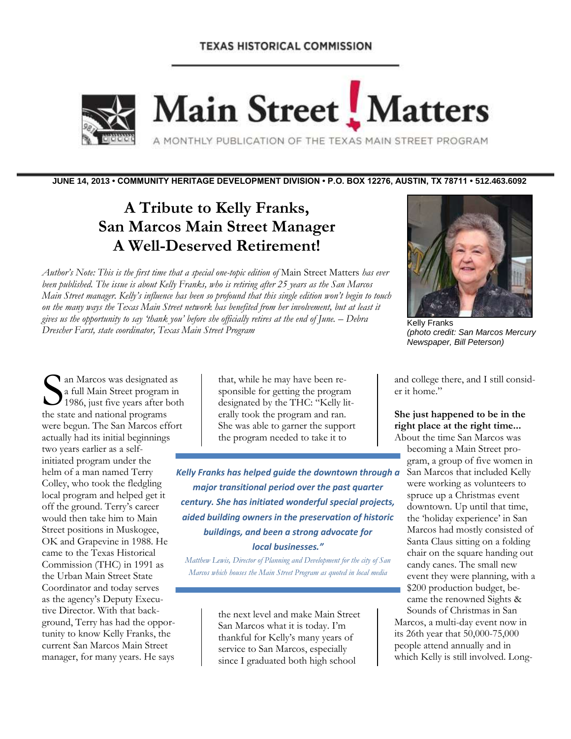TEXAS HISTORICAL COMMISSION

# Main Street ! Matters

A MONTHLY PUBLICATION OF THE TEXAS MAIN STREET PROGRAM

**JUNE 14, 2013 • COMMUNITY HERITAGE DEVELOPMENT DIVISION • P.O. BOX 12276, AUSTIN, TX 78711 • 512.463.6092**

## A Tribute to Kelly Franks, San Marcos Main Street Manager A Well-Deserved Retirement!

*Author's Note: This is the first time that a special one-topic edition of* Main Street Matters *has ever been published. The issue is about Kelly Franks, who is retiring after 25 years as the San Marcos Main Street manager. Kelly's influence has been so profound that this single edition won't begin to touch on the many ways the Texas Main Street network has benefited from her involvement, but at least it gives us the opportunity to say 'thank you' before she officially retires at the end of June. – Debra Drescher Farst, state coordinator, Texas Main Street Program*

Kelly Franks
*(photo credit: San Marcos Mercury Newspaper, Bill Peterson)*

San Marcos was designated as a full Main Street program in 1986, just five years after both the state and national programs were begun. The San Marcos effort actually had its initial beginnings two years earlier as a self-initiated program under the helm of a man named Terry Colley, who took the fledgling local program and helped get it off the ground. Terry's career would then take him to Main Street positions in Muskogee, OK and Grapevine in 1988. He came to the Texas Historical Commission (THC) in 1991 as the Urban Main Street State Coordinator and today serves as the agency's Deputy Executive Director. With that background, Terry has had the opportunity to know Kelly Franks, the current San Marcos Main Street manager, for many years. He says that, while he may have been responsible for getting the program designated by the THC: "Kelly literally took the program and ran. She was able to garner the support the program needed to take it to the next level and make Main Street San Marcos what it is today. I'm thankful for Kelly's many years of service to San Marcos, especially since I graduated both high school and college there, and I still consider it home."

> ***Kelly Franks has helped guide the downtown through a major transitional period over the past quarter century. She has initiated wonderful special projects, aided building owners in the preservation of historic buildings, and been a strong advocate for local businesses."***
>
> *Matthew Lewis, Director of Planning and Development for the city of San Marcos which houses the Main Street Program as quoted in local media*

**She just happened to be in the right place at the right time...**
About the time San Marcos was becoming a Main Street program, a group of five women in San Marcos that included Kelly were working as volunteers to spruce up a Christmas event downtown. Up until that time, the 'holiday experience' in San Marcos had mostly consisted of Santa Claus sitting on a folding chair on the square handing out candy canes. The small new event they were planning, with a $200 production budget, became the renowned Sights & Sounds of Christmas in San Marcos, a multi-day event now in its 26th year that 50,000-75,000 people attend annually and in which Kelly is still involved. Long-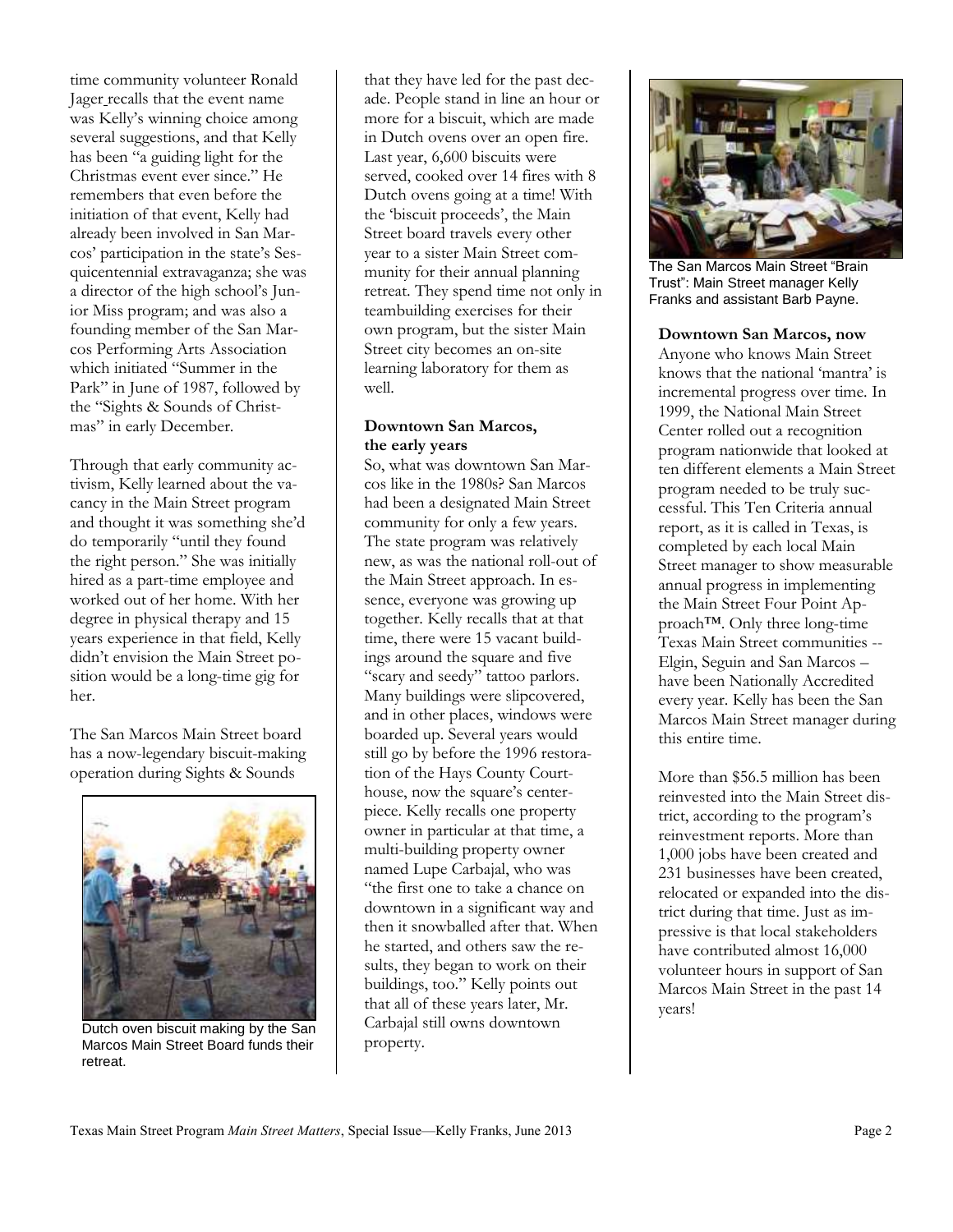time community volunteer Ronald Jager recalls that the event name was Kelly's winning choice among several suggestions, and that Kelly has been "a guiding light for the Christmas event ever since." He remembers that even before the initiation of that event, Kelly had already been involved in San Marcos' participation in the state's Sesquicentennial extravaganza; she was a director of the high school's Junior Miss program; and was also a founding member of the San Marcos Performing Arts Association which initiated "Summer in the Park" in June of 1987, followed by the "Sights & Sounds of Christmas" in early December.

Through that early community activism, Kelly learned about the vacancy in the Main Street program and thought it was something she'd do temporarily "until they found the right person." She was initially hired as a part-time employee and worked out of her home. With her degree in physical therapy and 15 years experience in that field, Kelly didn't envision the Main Street position would be a long-time gig for her.

The San Marcos Main Street board has a now-legendary biscuit-making operation during Sights & Sounds that they have led for the past decade. People stand in line an hour or more for a biscuit, which are made in Dutch ovens over an open fire. Last year, 6,600 biscuits were served, cooked over 14 fires with 8 Dutch ovens going at a time! With the 'biscuit proceeds', the Main Street board travels every other year to a sister Main Street community for their annual planning retreat. They spend time not only in teambuilding exercises for their own program, but the sister Main Street city becomes an on-site learning laboratory for them as well.

Dutch oven biscuit making by the San Marcos Main Street Board funds their retreat.

### Downtown San Marcos, the early years

So, what was downtown San Marcos like in the 1980s? San Marcos had been a designated Main Street community for only a few years. The state program was relatively new, as was the national roll-out of the Main Street approach. In essence, everyone was growing up together. Kelly recalls that at that time, there were 15 vacant buildings around the square and five "scary and seedy" tattoo parlors. Many buildings were slipcovered, and in other places, windows were boarded up. Several years would still go by before the 1996 restoration of the Hays County Courthouse, now the square's centerpiece. Kelly recalls one property owner in particular at that time, a multi-building property owner named Lupe Carbajal, who was "the first one to take a chance on downtown in a significant way and then it snowballed after that. When he started, and others saw the results, they began to work on their buildings, too." Kelly points out that all of these years later, Mr. Carbajal still owns downtown property.

The San Marcos Main Street "Brain Trust": Main Street manager Kelly Franks and assistant Barb Payne.

### Downtown San Marcos, now

Anyone who knows Main Street knows that the national 'mantra' is incremental progress over time. In 1999, the National Main Street Center rolled out a recognition program nationwide that looked at ten different elements a Main Street program needed to be truly successful. This Ten Criteria annual report, as it is called in Texas, is completed by each local Main Street manager to show measurable annual progress in implementing the Main Street Four Point Approach™. Only three long-time Texas Main Street communities -- Elgin, Seguin and San Marcos – have been Nationally Accredited every year. Kelly has been the San Marcos Main Street manager during this entire time.

More than $56.5 million has been reinvested into the Main Street district, according to the program's reinvestment reports. More than 1,000 jobs have been created and 231 businesses have been created, relocated or expanded into the district during that time. Just as impressive is that local stakeholders have contributed almost 16,000 volunteer hours in support of San Marcos Main Street in the past 14 years!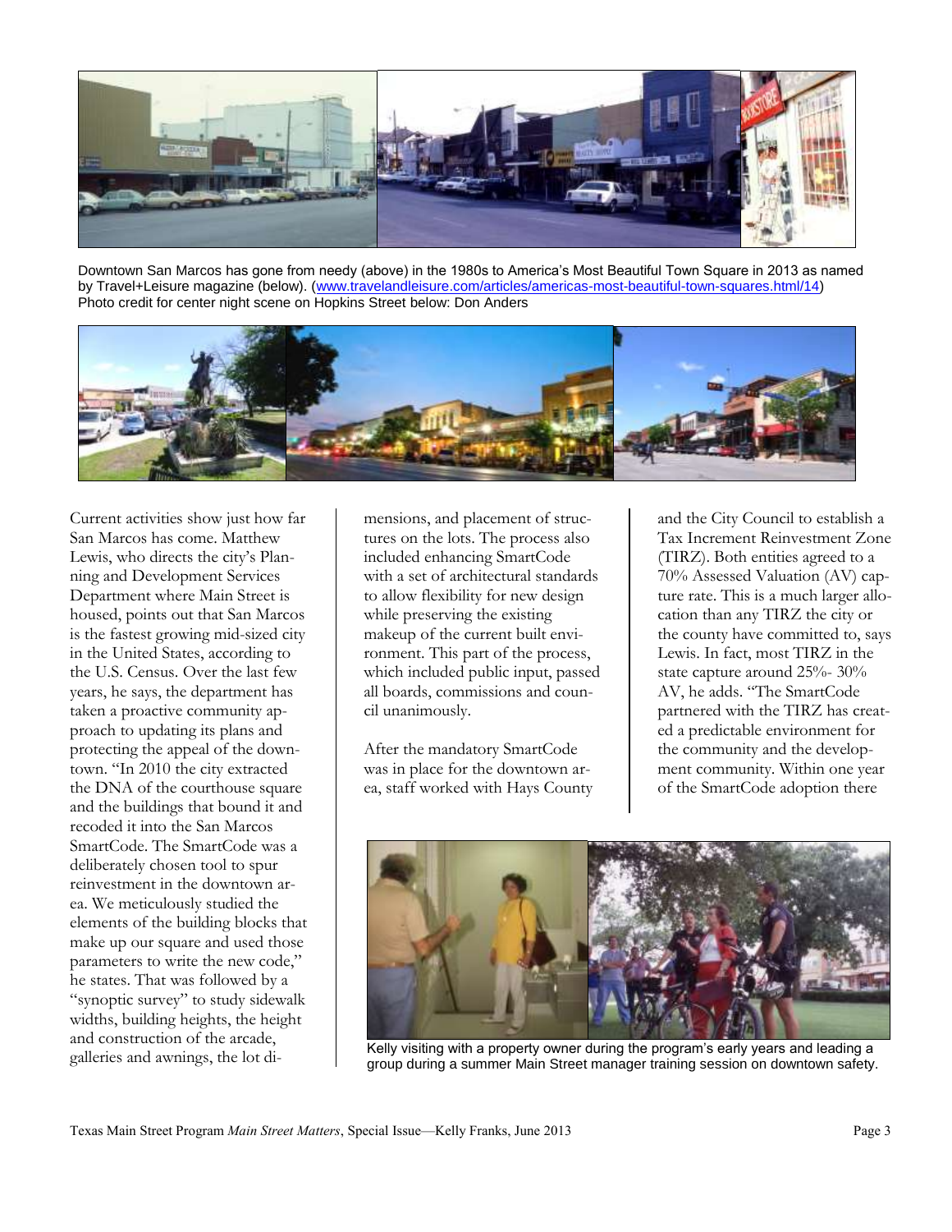Downtown San Marcos has gone from needy (above) in the 1980s to America's Most Beautiful Town Square in 2013 as named by Travel+Leisure magazine (below). (www.travelandleisure.com/articles/americas-most-beautiful-town-squares.html/14)
Photo credit for center night scene on Hopkins Street below: Don Anders

Current activities show just how far San Marcos has come. Matthew Lewis, who directs the city's Planning and Development Services Department where Main Street is housed, points out that San Marcos is the fastest growing mid-sized city in the United States, according to the U.S. Census. Over the last few years, he says, the department has taken a proactive community approach to updating its plans and protecting the appeal of the downtown. "In 2010 the city extracted the DNA of the courthouse square and the buildings that bound it and recoded it into the San Marcos SmartCode. The SmartCode was a deliberately chosen tool to spur reinvestment in the downtown area. We meticulously studied the elements of the building blocks that make up our square and used those parameters to write the new code," he states. That was followed by a "synoptic survey" to study sidewalk widths, building heights, the height and construction of the arcade, galleries and awnings, the lot dimensions, and placement of structures on the lots. The process also included enhancing SmartCode with a set of architectural standards to allow flexibility for new design while preserving the existing makeup of the current built environment. This part of the process, which included public input, passed all boards, commissions and council unanimously.

After the mandatory SmartCode was in place for the downtown area, staff worked with Hays County and the City Council to establish a Tax Increment Reinvestment Zone (TIRZ). Both entities agreed to a 70% Assessed Valuation (AV) capture rate. This is a much larger allocation than any TIRZ the city or the county have committed to, says Lewis. In fact, most TIRZ in the state capture around 25%- 30% AV, he adds. "The SmartCode partnered with the TIRZ has created a predictable environment for the community and the development community. Within one year of the SmartCode adoption there

Kelly visiting with a property owner during the program's early years and leading a group during a summer Main Street manager training session on downtown safety.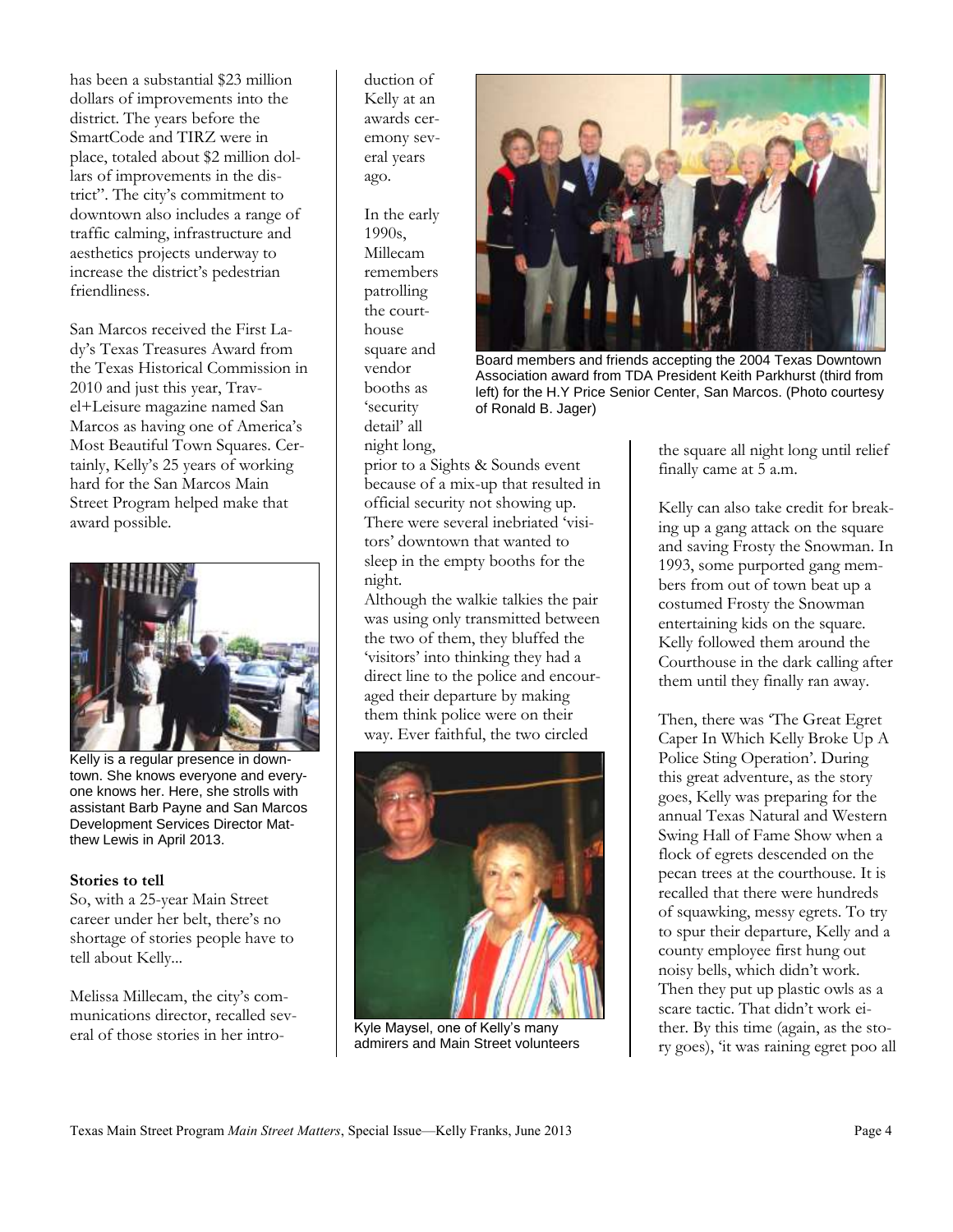has been a substantial $23 million dollars of improvements into the district. The years before the SmartCode and TIRZ were in place, totaled about $2 million dollars of improvements in the district". The city's commitment to downtown also includes a range of traffic calming, infrastructure and aesthetics projects underway to increase the district's pedestrian friendliness.

San Marcos received the First Lady's Texas Treasures Award from the Texas Historical Commission in 2010 and just this year, Travel+Leisure magazine named San Marcos as having one of America's Most Beautiful Town Squares. Certainly, Kelly's 25 years of working hard for the San Marcos Main Street Program helped make that award possible.

Kelly is a regular presence in downtown. She knows everyone and everyone knows her. Here, she strolls with assistant Barb Payne and San Marcos Development Services Director Matthew Lewis in April 2013.

**Stories to tell**

So, with a 25-year Main Street career under her belt, there's no shortage of stories people have to tell about Kelly...

Melissa Millecam, the city's communications director, recalled several of those stories in her introduction of Kelly at an awards ceremony several years ago.

Board members and friends accepting the 2004 Texas Downtown Association award from TDA President Keith Parkhurst (third from left) for the H.Y Price Senior Center, San Marcos. (Photo courtesy of Ronald B. Jager)

In the early 1990s, Millecam remembers patrolling the courthouse square and vendor booths as 'security detail' all night long, prior to a Sights & Sounds event because of a mix-up that resulted in official security not showing up. There were several inebriated 'visitors' downtown that wanted to sleep in the empty booths for the night.

Although the walkie talkies the pair was using only transmitted between the two of them, they bluffed the 'visitors' into thinking they had a direct line to the police and encouraged their departure by making them think police were on their way. Ever faithful, the two circled the square all night long until relief finally came at 5 a.m.

Kyle Maysel, one of Kelly's many admirers and Main Street volunteers

Kelly can also take credit for breaking up a gang attack on the square and saving Frosty the Snowman. In 1993, some purported gang members from out of town beat up a costumed Frosty the Snowman entertaining kids on the square. Kelly followed them around the Courthouse in the dark calling after them until they finally ran away.

Then, there was 'The Great Egret Caper In Which Kelly Broke Up A Police Sting Operation'. During this great adventure, as the story goes, Kelly was preparing for the annual Texas Natural and Western Swing Hall of Fame Show when a flock of egrets descended on the pecan trees at the courthouse. It is recalled that there were hundreds of squawking, messy egrets. To try to spur their departure, Kelly and a county employee first hung out noisy bells, which didn't work. Then they put up plastic owls as a scare tactic. That didn't work either. By this time (again, as the story goes), 'it was raining egret poo all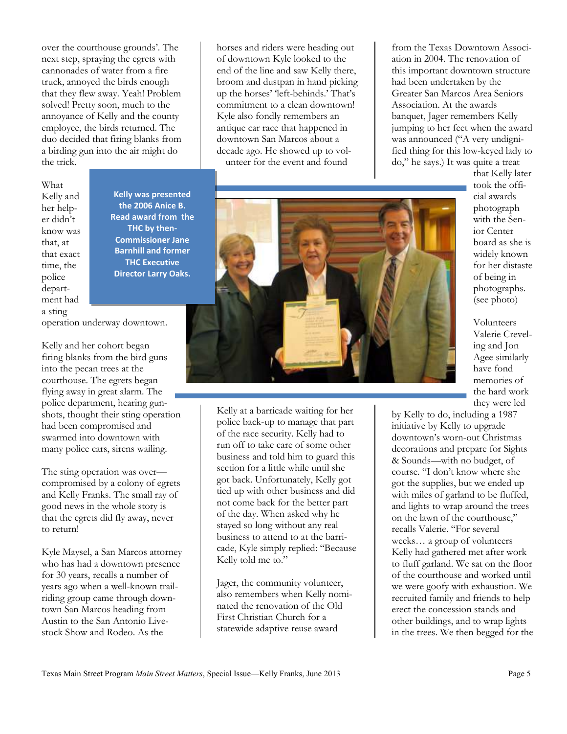over the courthouse grounds'. The next step, spraying the egrets with cannonades of water from a fire truck, annoyed the birds enough that they flew away. Yeah! Problem solved! Pretty soon, much to the annoyance of Kelly and the county employee, the birds returned. The duo decided that firing blanks from a birding gun into the air might do the trick.

What Kelly and her helper didn't know was that, at that exact time, the police department had a sting operation underway downtown.

**Kelly was presented the 2006 Anice B. Read award from the THC by then-Commissioner Jane Barnhill and former THC Executive Director Larry Oaks.**

Kelly and her cohort began firing blanks from the bird guns into the pecan trees at the courthouse. The egrets began flying away in great alarm. The police department, hearing gunshots, thought their sting operation had been compromised and swarmed into downtown with many police cars, sirens wailing.

The sting operation was over—compromised by a colony of egrets and Kelly Franks. The small ray of good news in the whole story is that the egrets did fly away, never to return!

Kyle Maysel, a San Marcos attorney who has had a downtown presence for 30 years, recalls a number of years ago when a well-known trail-riding group came through downtown San Marcos heading from Austin to the San Antonio Livestock Show and Rodeo. As the horses and riders were heading out of downtown Kyle looked to the end of the line and saw Kelly there, broom and dustpan in hand picking up the horses' 'left-behinds.' That's commitment to a clean downtown! Kyle also fondly remembers an antique car race that happened in downtown San Marcos about a decade ago. He showed up to volunteer for the event and found Kelly at a barricade waiting for her police back-up to manage that part of the race security. Kelly had to run off to take care of some other business and told him to guard this section for a little while until she got back. Unfortunately, Kelly got tied up with other business and did not come back for the better part of the day. When asked why he stayed so long without any real business to attend to at the barricade, Kyle simply replied: "Because Kelly told me to."

Jager, the community volunteer, also remembers when Kelly nominated the renovation of the Old First Christian Church for a statewide adaptive reuse award from the Texas Downtown Association in 2004. The renovation of this important downtown structure had been undertaken by the Greater San Marcos Area Seniors Association. At the awards banquet, Jager remembers Kelly jumping to her feet when the award was announced ("A very undignified thing for this low-keyed lady to do," he says.) It was quite a treat that Kelly later took the official awards photograph with the Senior Center board as she is widely known for her distaste of being in photographs. (see photo)

Volunteers Valerie Creveling and Jon Agee similarly have fond memories of the hard work they were led by Kelly to do, including a 1987 initiative by Kelly to upgrade downtown's worn-out Christmas decorations and prepare for Sights & Sounds—with no budget, of course. "I don't know where she got the supplies, but we ended up with miles of garland to be fluffed, and lights to wrap around the trees on the lawn of the courthouse," recalls Valerie. "For several weeks… a group of volunteers Kelly had gathered met after work to fluff garland. We sat on the floor of the courthouse and worked until we were goofy with exhaustion. We recruited family and friends to help erect the concession stands and other buildings, and to wrap lights in the trees. We then begged for the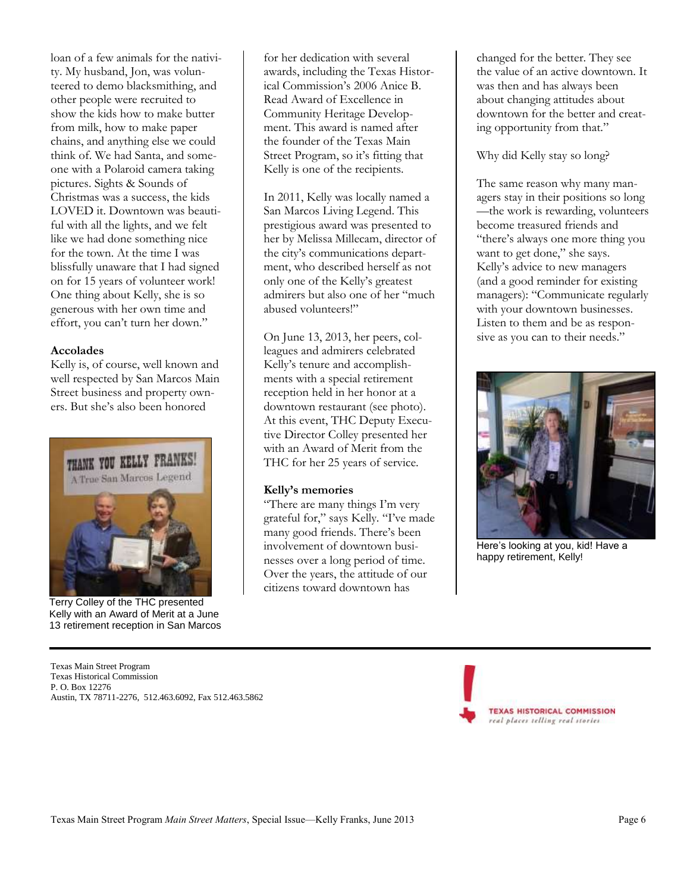loan of a few animals for the nativity. My husband, Jon, was volunteered to demo blacksmithing, and other people were recruited to show the kids how to make butter from milk, how to make paper chains, and anything else we could think of. We had Santa, and someone with a Polaroid camera taking pictures. Sights & Sounds of Christmas was a success, the kids LOVED it. Downtown was beautiful with all the lights, and we felt like we had done something nice for the town. At the time I was blissfully unaware that I had signed on for 15 years of volunteer work! One thing about Kelly, she is so generous with her own time and effort, you can't turn her down."

**Accolades**

Kelly is, of course, well known and well respected by San Marcos Main Street business and property owners. But she's also been honored for her dedication with several awards, including the Texas Historical Commission's 2006 Anice B. Read Award of Excellence in Community Heritage Development. This award is named after the founder of the Texas Main Street Program, so it's fitting that Kelly is one of the recipients.

Terry Colley of the THC presented Kelly with an Award of Merit at a June 13 retirement reception in San Marcos

In 2011, Kelly was locally named a San Marcos Living Legend. This prestigious award was presented to her by Melissa Millecam, director of the city's communications department, who described herself as not only one of the Kelly's greatest admirers but also one of her "much abused volunteers!"

On June 13, 2013, her peers, colleagues and admirers celebrated Kelly's tenure and accomplishments with a special retirement reception held in her honor at a downtown restaurant (see photo). At this event, THC Deputy Executive Director Colley presented her with an Award of Merit from the THC for her 25 years of service.

**Kelly's memories**

"There are many things I'm very grateful for," says Kelly. "I've made many good friends. There's been involvement of downtown businesses over a long period of time. Over the years, the attitude of our citizens toward downtown has changed for the better. They see the value of an active downtown. It was then and has always been about changing attitudes about downtown for the better and creating opportunity from that."

Why did Kelly stay so long?

The same reason why many managers stay in their positions so long—the work is rewarding, volunteers become treasured friends and "there's always one more thing you want to get done," she says. Kelly's advice to new managers (and a good reminder for existing managers): "Communicate regularly with your downtown businesses. Listen to them and be as responsive as you can to their needs."

Here's looking at you, kid! Have a happy retirement, Kelly!

Texas Main Street Program
Texas Historical Commission
P. O. Box 12276
Austin, TX 78711-2276, 512.463.6092, Fax 512.463.5862

TEXAS HISTORICAL COMMISSION
*real places telling real stories*